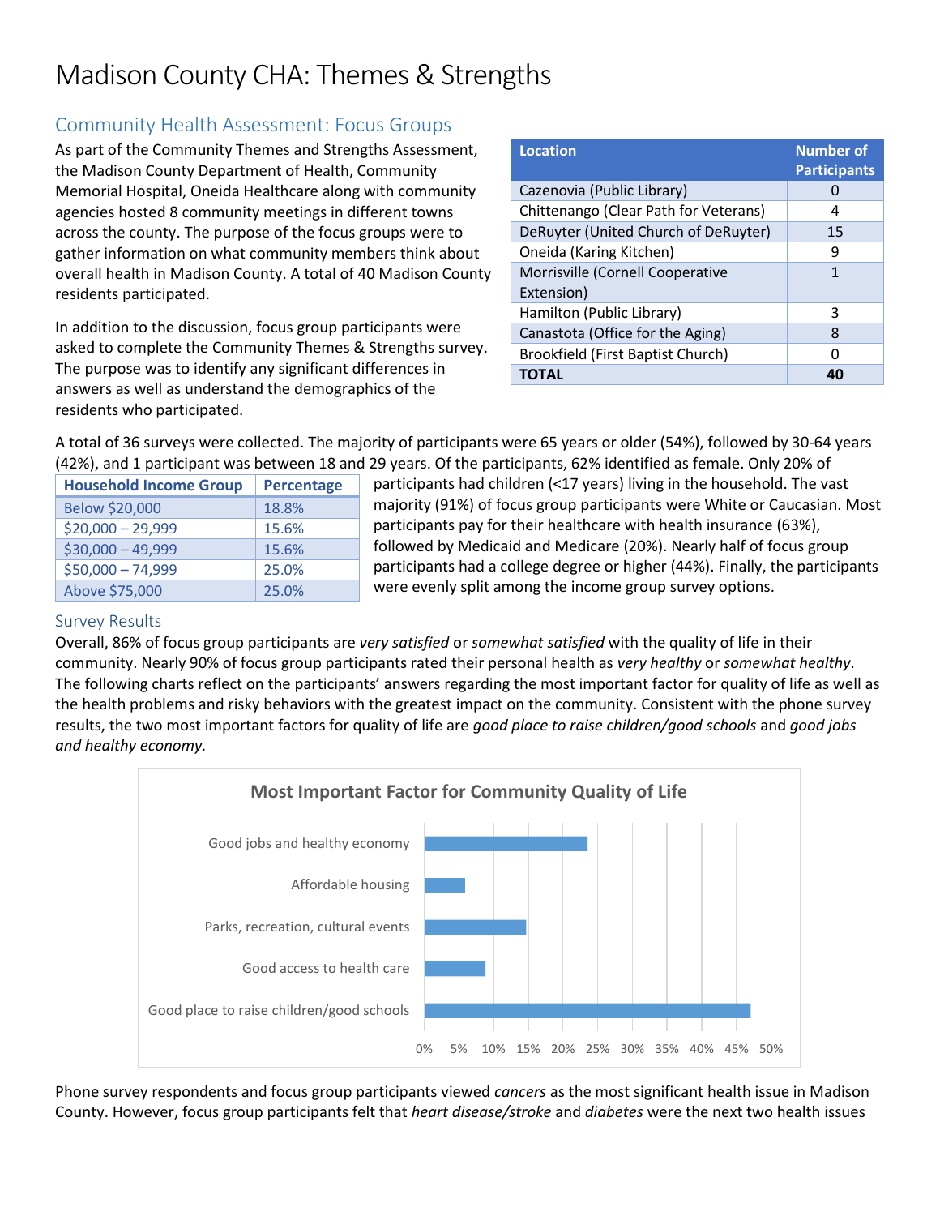# Madison County CHA: Themes & Strengths

## Community Health Assessment: Focus Groups

As part of the Community Themes and Strengths Assessment, the Madison County Department of Health, Community Memorial Hospital, Oneida Healthcare along with community agencies hosted 8 community meetings in different towns across the county. The purpose of the focus groups were to gather information on what community members think about overall health in Madison County. A total of 40 Madison County residents participated.

| Location | Number of Participants |
|---|---|
| Cazenovia (Public Library) | 0 |
| Chittenango (Clear Path for Veterans) | 4 |
| DeRuyter (United Church of DeRuyter) | 15 |
| Oneida (Karing Kitchen) | 9 |
| Morrisville (Cornell Cooperative Extension) | 1 |
| Hamilton (Public Library) | 3 |
| Canastota (Office for the Aging) | 8 |
| Brookfield (First Baptist Church) | 0 |
| **TOTAL** | **40** |

In addition to the discussion, focus group participants were asked to complete the Community Themes & Strengths survey. The purpose was to identify any significant differences in answers as well as understand the demographics of the residents who participated.

A total of 36 surveys were collected. The majority of participants were 65 years or older (54%), followed by 30-64 years (42%), and 1 participant was between 18 and 29 years. Of the participants, 62% identified as female. Only 20% of participants had children (<17 years) living in the household. The vast majority (91%) of focus group participants were White or Caucasian. Most participants pay for their healthcare with health insurance (63%), followed by Medicaid and Medicare (20%). Nearly half of focus group participants had a college degree or higher (44%). Finally, the participants were evenly split among the income group survey options.

| Household Income Group | Percentage |
|---|---|
| Below $20,000 | 18.8% |
| $20,000 – 29,999 | 15.6% |
| $30,000 – 49,999 | 15.6% |
| $50,000 – 74,999 | 25.0% |
| Above $75,000 | 25.0% |

### Survey Results

Overall, 86% of focus group participants are *very satisfied* or *somewhat satisfied* with the quality of life in their community. Nearly 90% of focus group participants rated their personal health as *very healthy* or *somewhat healthy*. The following charts reflect on the participants' answers regarding the most important factor for quality of life as well as the health problems and risky behaviors with the greatest impact on the community. Consistent with the phone survey results, the two most important factors for quality of life are *good place to raise children/good schools* and *good jobs and healthy economy*.

**Most Important Factor for Community Quality of Life**

| Factor | Approx. Percentage |
|---|---|
| Good jobs and healthy economy | ~24% |
| Affordable housing | ~6% |
| Parks, recreation, cultural events | ~15% |
| Good access to health care | ~9% |
| Good place to raise children/good schools | ~47% |

Phone survey respondents and focus group participants viewed *cancers* as the most significant health issue in Madison County. However, focus group participants felt that *heart disease/stroke* and *diabetes* were the next two health issues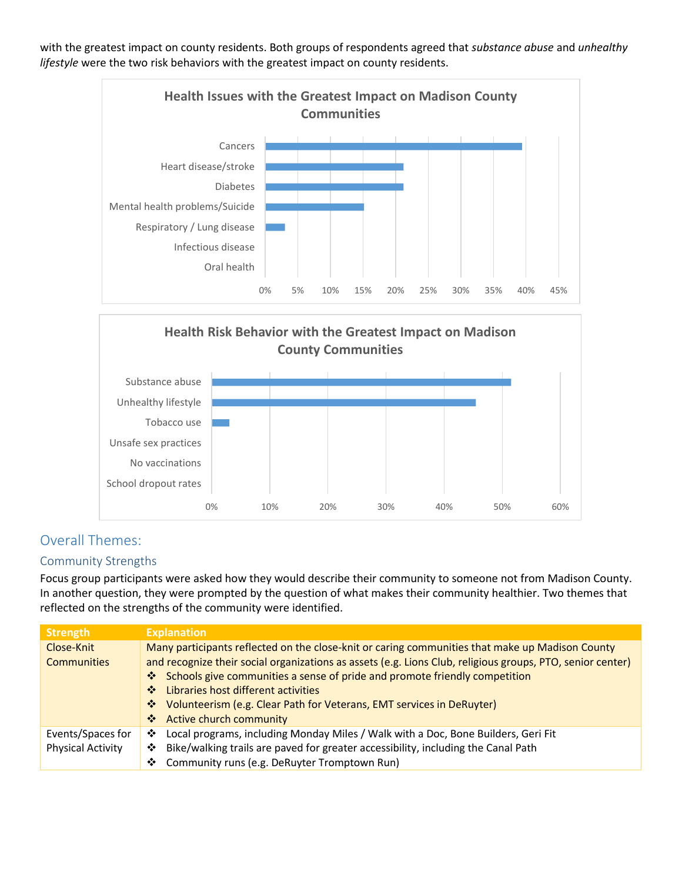with the greatest impact on county residents. Both groups of respondents agreed that *substance abuse* and *unhealthy lifestyle* were the two risk behaviors with the greatest impact on county residents.

**Health Issues with the Greatest Impact on Madison County Communities**

| Health Issue | Approximate Share |
|---|---|
| Cancers | ~39% |
| Heart disease/stroke | ~21% |
| Diabetes | ~21% |
| Mental health problems/Suicide | ~15% |
| Respiratory / Lung disease | ~3% |
| Infectious disease | 0% |
| Oral health | 0% |

**Health Risk Behavior with the Greatest Impact on Madison County Communities**

| Risk Behavior | Approximate Share |
|---|---|
| Substance abuse | ~52% |
| Unhealthy lifestyle | ~45% |
| Tobacco use | ~3% |
| Unsafe sex practices | 0% |
| No vaccinations | 0% |
| School dropout rates | 0% |

## Overall Themes:

### Community Strengths

Focus group participants were asked how they would describe their community to someone not from Madison County. In another question, they were prompted by the question of what makes their community healthier. Two themes that reflected on the strengths of the community were identified.

| Strength | Explanation |
|---|---|
| Close-Knit Communities | Many participants reflected on the close-knit or caring communities that make up Madison County and recognize their social organizations as assets (e.g. Lions Club, religious groups, PTO, senior center)<br>❖ Schools give communities a sense of pride and promote friendly competition<br>❖ Libraries host different activities<br>❖ Volunteerism (e.g. Clear Path for Veterans, EMT services in DeRuyter)<br>❖ Active church community |
| Events/Spaces for Physical Activity | ❖ Local programs, including Monday Miles / Walk with a Doc, Bone Builders, Geri Fit<br>❖ Bike/walking trails are paved for greater accessibility, including the Canal Path<br>❖ Community runs (e.g. DeRuyter Tromptown Run) |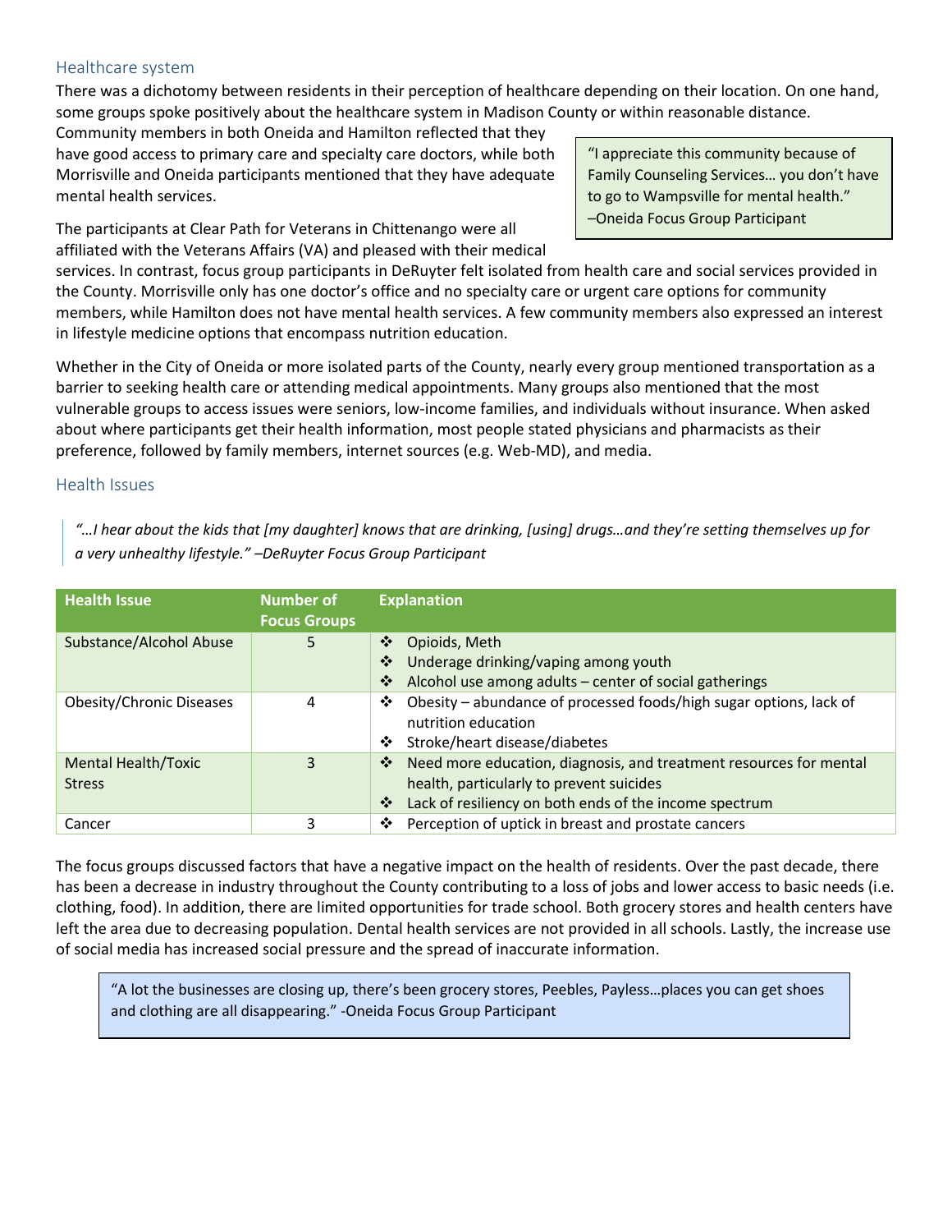## Healthcare system

There was a dichotomy between residents in their perception of healthcare depending on their location. On one hand, some groups spoke positively about the healthcare system in Madison County or within reasonable distance. Community members in both Oneida and Hamilton reflected that they have good access to primary care and specialty care doctors, while both Morrisville and Oneida participants mentioned that they have adequate mental health services.

> "I appreciate this community because of Family Counseling Services… you don't have to go to Wampsville for mental health." –Oneida Focus Group Participant

The participants at Clear Path for Veterans in Chittenango were all affiliated with the Veterans Affairs (VA) and pleased with their medical services. In contrast, focus group participants in DeRuyter felt isolated from health care and social services provided in the County. Morrisville only has one doctor's office and no specialty care or urgent care options for community members, while Hamilton does not have mental health services. A few community members also expressed an interest in lifestyle medicine options that encompass nutrition education.

Whether in the City of Oneida or more isolated parts of the County, nearly every group mentioned transportation as a barrier to seeking health care or attending medical appointments. Many groups also mentioned that the most vulnerable groups to access issues were seniors, low-income families, and individuals without insurance. When asked about where participants get their health information, most people stated physicians and pharmacists as their preference, followed by family members, internet sources (e.g. Web-MD), and media.

## Health Issues

> *"…I hear about the kids that [my daughter] knows that are drinking, [using] drugs…and they're setting themselves up for a very unhealthy lifestyle." –DeRuyter Focus Group Participant*

| Health Issue | Number of Focus Groups | Explanation |
|---|---|---|
| Substance/Alcohol Abuse | 5 | ❖ Opioids, Meth<br>❖ Underage drinking/vaping among youth<br>❖ Alcohol use among adults – center of social gatherings |
| Obesity/Chronic Diseases | 4 | ❖ Obesity – abundance of processed foods/high sugar options, lack of nutrition education<br>❖ Stroke/heart disease/diabetes |
| Mental Health/Toxic Stress | 3 | ❖ Need more education, diagnosis, and treatment resources for mental health, particularly to prevent suicides<br>❖ Lack of resiliency on both ends of the income spectrum |
| Cancer | 3 | ❖ Perception of uptick in breast and prostate cancers |

The focus groups discussed factors that have a negative impact on the health of residents. Over the past decade, there has been a decrease in industry throughout the County contributing to a loss of jobs and lower access to basic needs (i.e. clothing, food). In addition, there are limited opportunities for trade school. Both grocery stores and health centers have left the area due to decreasing population. Dental health services are not provided in all schools. Lastly, the increase use of social media has increased social pressure and the spread of inaccurate information.

> "A lot the businesses are closing up, there's been grocery stores, Peebles, Payless…places you can get shoes and clothing are all disappearing." -Oneida Focus Group Participant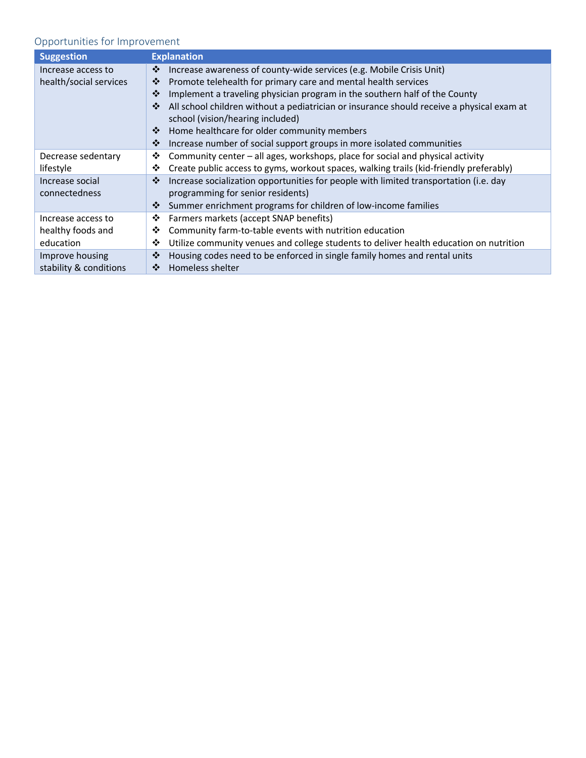## Opportunities for Improvement

| Suggestion | Explanation |
|---|---|
| Increase access to health/social services | ❖ Increase awareness of county-wide services (e.g. Mobile Crisis Unit)<br>❖ Promote telehealth for primary care and mental health services<br>❖ Implement a traveling physician program in the southern half of the County<br>❖ All school children without a pediatrician or insurance should receive a physical exam at school (vision/hearing included)<br>❖ Home healthcare for older community members<br>❖ Increase number of social support groups in more isolated communities |
| Decrease sedentary lifestyle | ❖ Community center – all ages, workshops, place for social and physical activity<br>❖ Create public access to gyms, workout spaces, walking trails (kid-friendly preferably) |
| Increase social connectedness | ❖ Increase socialization opportunities for people with limited transportation (i.e. day programming for senior residents)<br>❖ Summer enrichment programs for children of low-income families |
| Increase access to healthy foods and education | ❖ Farmers markets (accept SNAP benefits)<br>❖ Community farm-to-table events with nutrition education<br>❖ Utilize community venues and college students to deliver health education on nutrition |
| Improve housing stability & conditions | ❖ Housing codes need to be enforced in single family homes and rental units<br>❖ Homeless shelter |